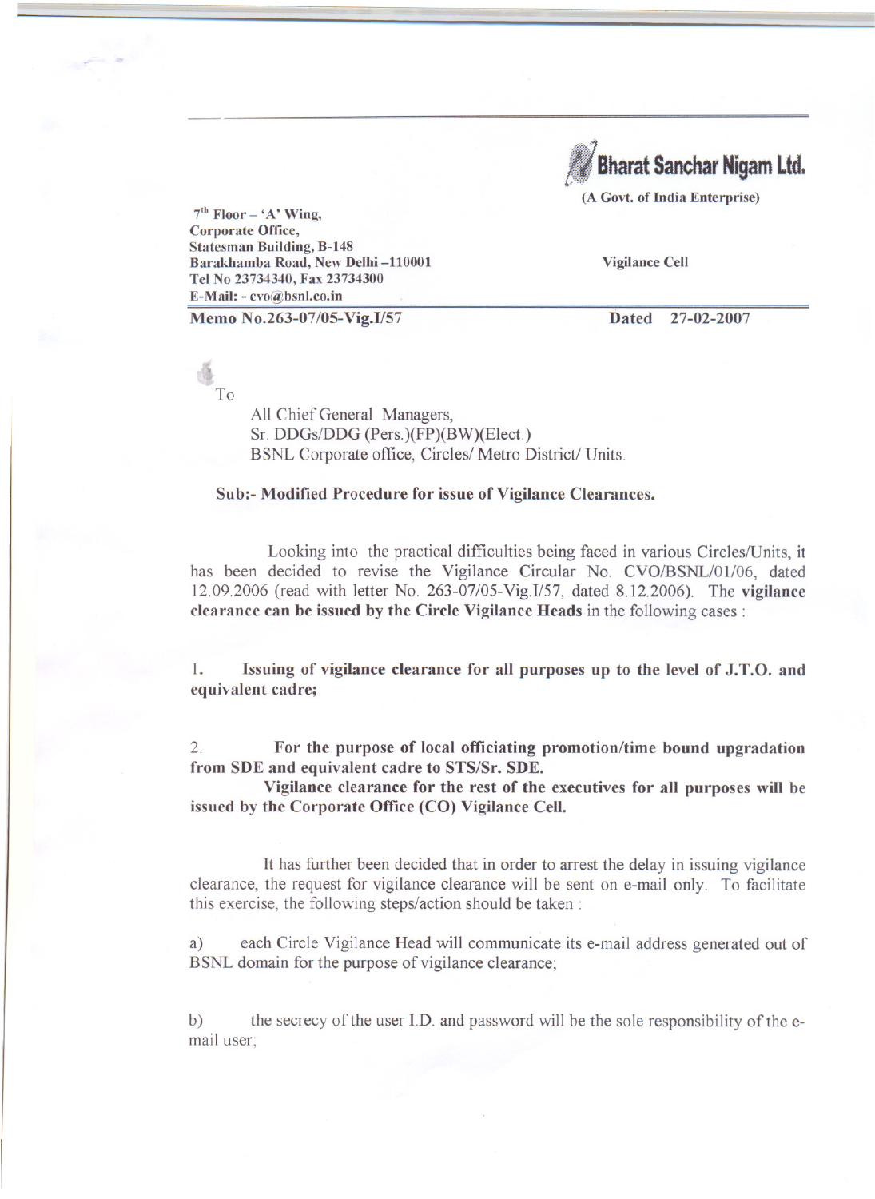**Bharat Sanchar Nigam Ltd.**

**(A Govt. of India Enterprise)**

**7th Floor – 'A' Wing,**
**Corporate Office,**
**Statesman Building, B-148**
**Barakhamba Road, New Delhi –110001**
**Tel No 23734340, Fax 23734300**
**E-Mail: - cvo@bsnl.co.in**

**Vigilance Cell**

**Memo No.263-07/05-Vig.I/57** **Dated 27-02-2007**

To

All Chief General Managers,
Sr. DDGs/DDG (Pers.)(FP)(BW)(Elect.)
BSNL Corporate office, Circles/ Metro District/ Units.

**Sub:- Modified Procedure for issue of Vigilance Clearances.**

Looking into the practical difficulties being faced in various Circles/Units, it has been decided to revise the Vigilance Circular No. CVO/BSNL/01/06, dated 12.09.2006 (read with letter No. 263-07/05-Vig.I/57, dated 8.12.2006). The **vigilance clearance can be issued by the Circle Vigilance Heads** in the following cases :

1. **Issuing of vigilance clearance for all purposes up to the level of J.T.O. and equivalent cadre;**

2. **For the purpose of local officiating promotion/time bound upgradation from SDE and equivalent cadre to STS/Sr. SDE.**

**Vigilance clearance for the rest of the executives for all purposes will be issued by the Corporate Office (CO) Vigilance Cell.**

It has further been decided that in order to arrest the delay in issuing vigilance clearance, the request for vigilance clearance will be sent on e-mail only. To facilitate this exercise, the following steps/action should be taken :

a) each Circle Vigilance Head will communicate its e-mail address generated out of BSNL domain for the purpose of vigilance clearance;

b) the secrecy of the user I.D. and password will be the sole responsibility of the e-mail user;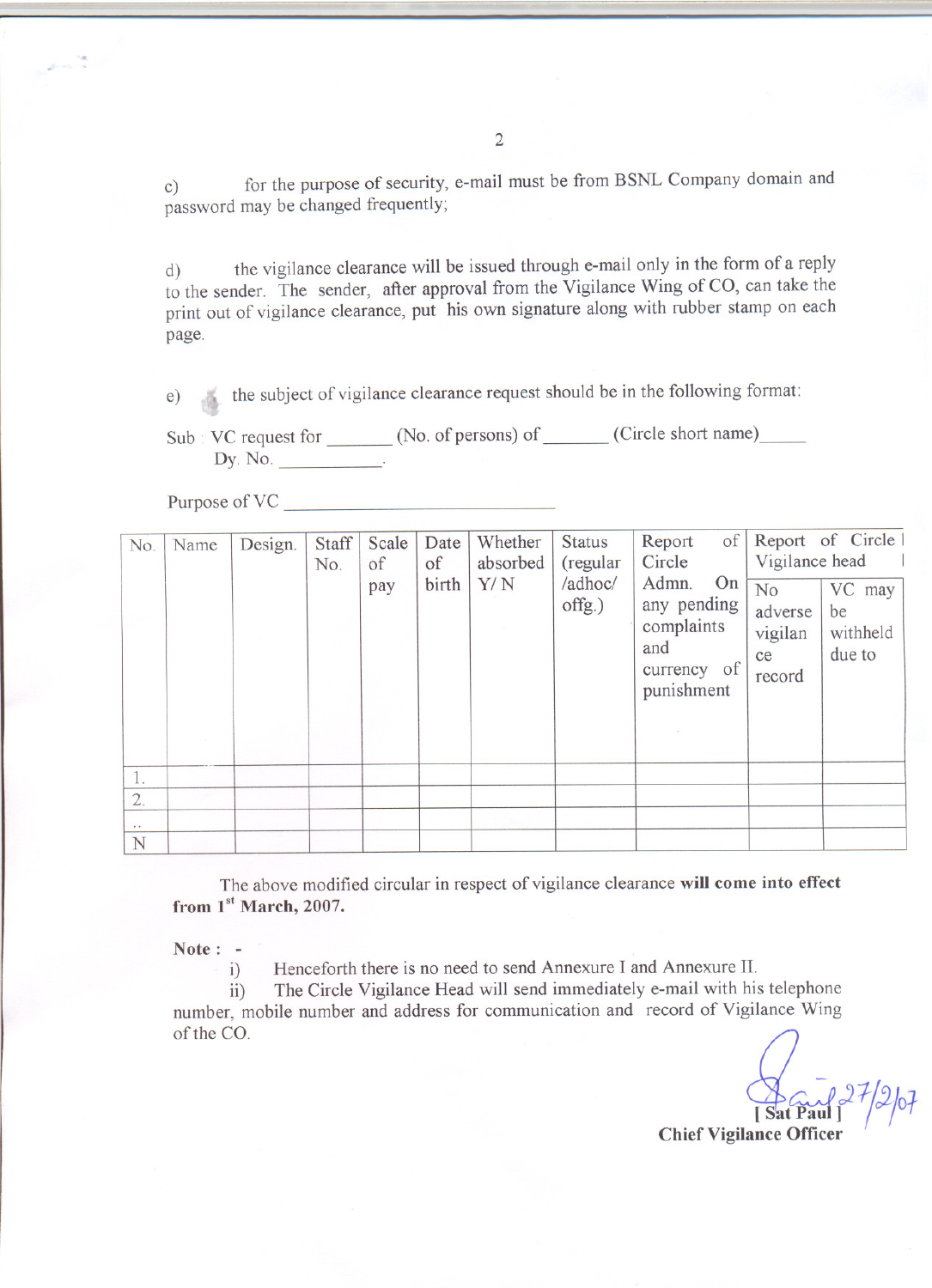c) for the purpose of security, e-mail must be from BSNL Company domain and password may be changed frequently;

d) the vigilance clearance will be issued through e-mail only in the form of a reply to the sender. The sender, after approval from the Vigilance Wing of CO, can take the print out of vigilance clearance, put his own signature along with rubber stamp on each page.

e) the subject of vigilance clearance request should be in the following format:

Sub VC request for _______ (No. of persons) of _______ (Circle short name)_____ Dy. No. ___________.

Purpose of VC ______________________________

| No. | Name | Design. | Staff No. | Scale of pay | Date of birth | Whether absorbed Y/ N | Status (regular /adhoc/ offg.) | Report of Circle Admn. On any pending complaints and currency of punishment | Report of Circle Vigilance head | |
|---|---|---|---|---|---|---|---|---|---|---|
| | | | | | | | | | No adverse vigilance record | VC may be withheld due to |
| 1. | | | | | | | | | | |
| 2. | | | | | | | | | | |
| .. | | | | | | | | | | |
| N | | | | | | | | | | |

The above modified circular in respect of vigilance clearance **will come into effect from 1st March, 2007.**

**Note : -**

i) Henceforth there is no need to send Annexure I and Annexure II.

ii) The Circle Vigilance Head will send immediately e-mail with his telephone number, mobile number and address for communication and record of Vigilance Wing of the CO.

27/2/07

**[ Sat Paul ]**
**Chief Vigilance Officer**